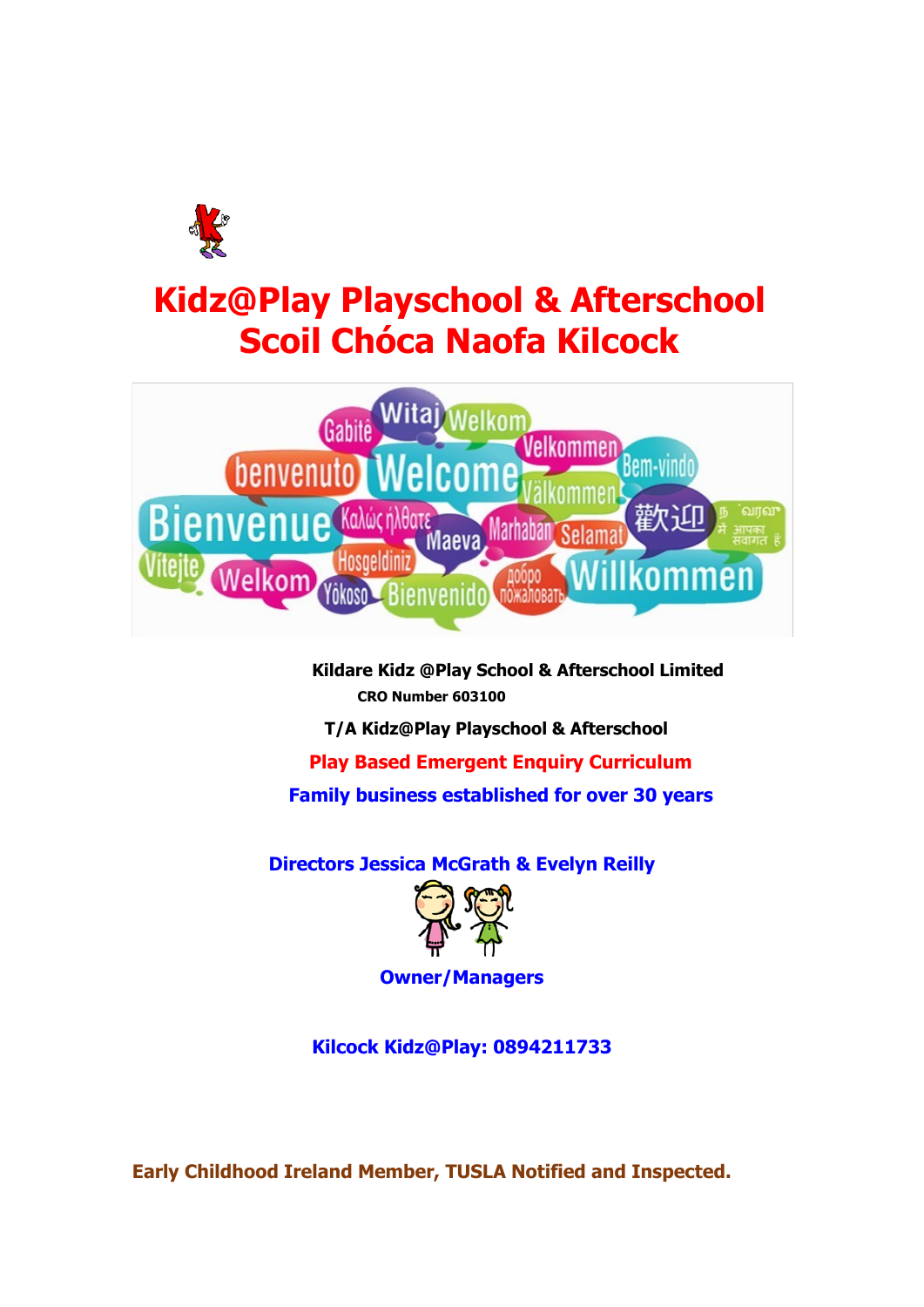# Kidz@Play Playschool & Afterschool
# Scoil Chóca Naofa Kilcock

**Kildare Kidz @Play School & Afterschool Limited**

**CRO Number 603100**

**T/A Kidz@Play Playschool & Afterschool**

**Play Based Emergent Enquiry Curriculum**

**Family business established for over 30 years**

**Directors Jessica McGrath & Evelyn Reilly**

**Owner/Managers**

**Kilcock Kidz@Play: 0894211733**

**Early Childhood Ireland Member, TUSLA Notified and Inspected.**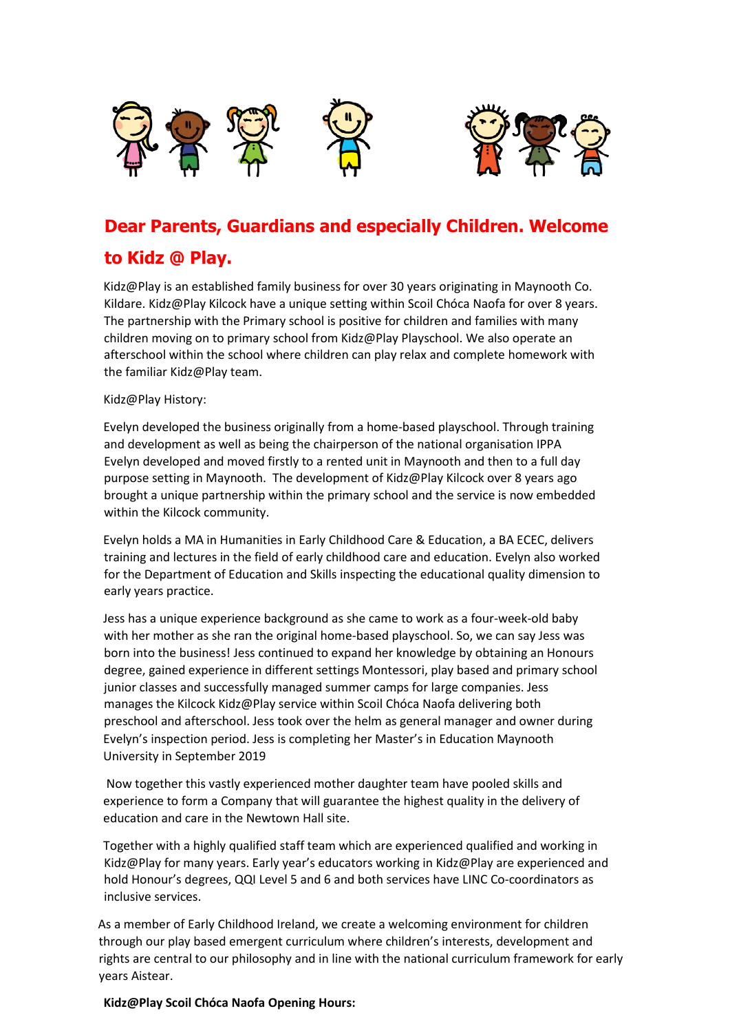## Dear Parents, Guardians and especially Children. Welcome to Kidz @ Play.

Kidz@Play is an established family business for over 30 years originating in Maynooth Co. Kildare. Kidz@Play Kilcock have a unique setting within Scoil Chóca Naofa for over 8 years. The partnership with the Primary school is positive for children and families with many children moving on to primary school from Kidz@Play Playschool. We also operate an afterschool within the school where children can play relax and complete homework with the familiar Kidz@Play team.

Kidz@Play History:

Evelyn developed the business originally from a home-based playschool. Through training and development as well as being the chairperson of the national organisation IPPA Evelyn developed and moved firstly to a rented unit in Maynooth and then to a full day purpose setting in Maynooth. The development of Kidz@Play Kilcock over 8 years ago brought a unique partnership within the primary school and the service is now embedded within the Kilcock community.

Evelyn holds a MA in Humanities in Early Childhood Care & Education, a BA ECEC, delivers training and lectures in the field of early childhood care and education. Evelyn also worked for the Department of Education and Skills inspecting the educational quality dimension to early years practice.

Jess has a unique experience background as she came to work as a four-week-old baby with her mother as she ran the original home-based playschool. So, we can say Jess was born into the business! Jess continued to expand her knowledge by obtaining an Honours degree, gained experience in different settings Montessori, play based and primary school junior classes and successfully managed summer camps for large companies. Jess manages the Kilcock Kidz@Play service within Scoil Chóca Naofa delivering both preschool and afterschool. Jess took over the helm as general manager and owner during Evelyn's inspection period. Jess is completing her Master's in Education Maynooth University in September 2019

Now together this vastly experienced mother daughter team have pooled skills and experience to form a Company that will guarantee the highest quality in the delivery of education and care in the Newtown Hall site.

Together with a highly qualified staff team which are experienced qualified and working in Kidz@Play for many years. Early year's educators working in Kidz@Play are experienced and hold Honour's degrees, QQI Level 5 and 6 and both services have LINC Co-coordinators as inclusive services.

As a member of Early Childhood Ireland, we create a welcoming environment for children through our play based emergent curriculum where children's interests, development and rights are central to our philosophy and in line with the national curriculum framework for early years Aistear.

**Kidz@Play Scoil Chóca Naofa Opening Hours:**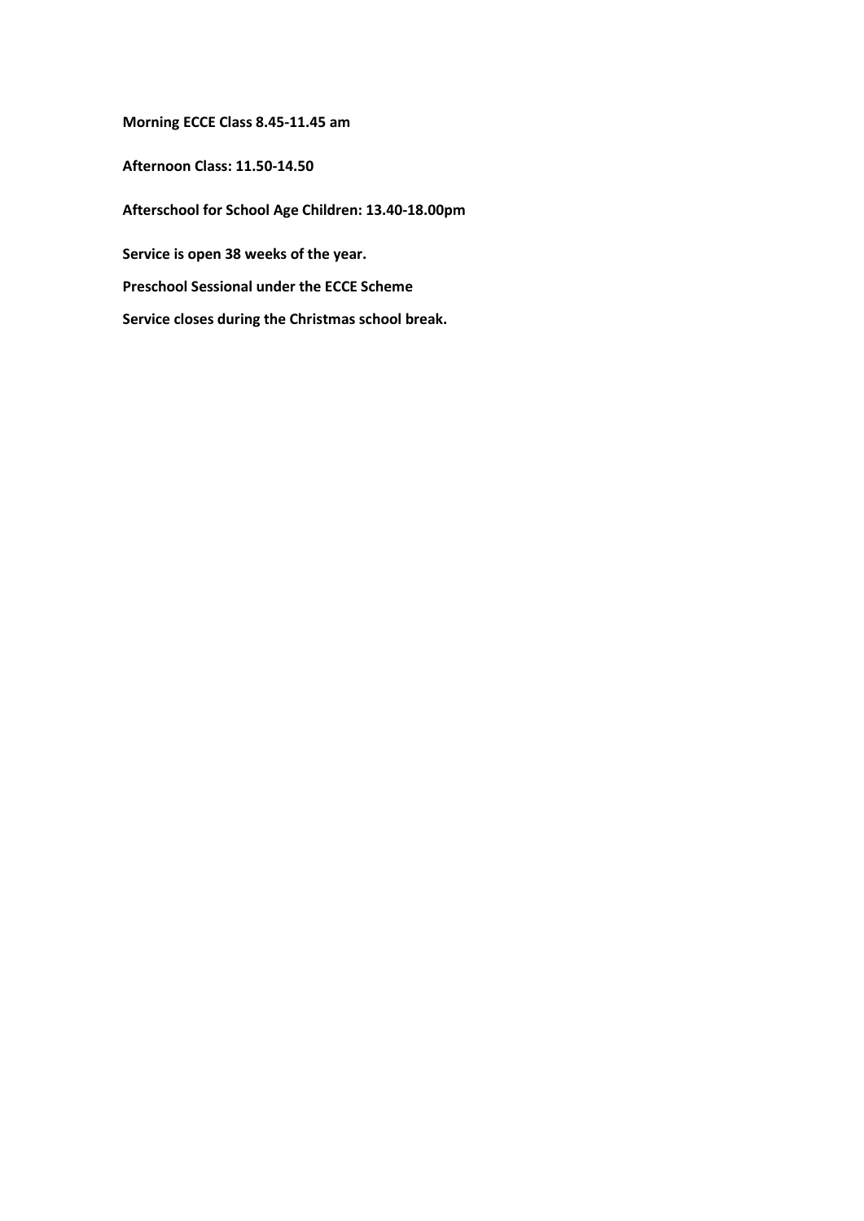**Morning ECCE Class 8.45-11.45 am**

**Afternoon Class: 11.50-14.50**

**Afterschool for School Age Children: 13.40-18.00pm**

**Service is open 38 weeks of the year.**

**Preschool Sessional under the ECCE Scheme**

**Service closes during the Christmas school break.**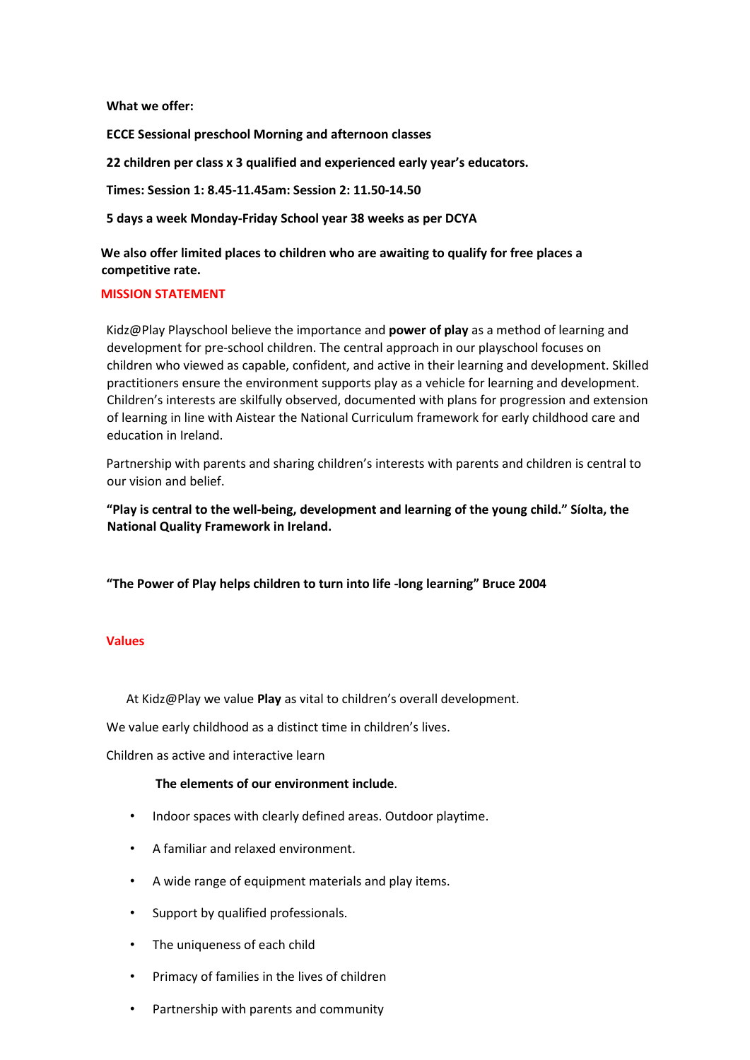**What we offer:**

**ECCE Sessional preschool Morning and afternoon classes**

**22 children per class x 3 qualified and experienced early year's educators.**

**Times: Session 1: 8.45-11.45am: Session 2: 11.50-14.50**

**5 days a week Monday-Friday School year 38 weeks as per DCYA**

**We also offer limited places to children who are awaiting to qualify for free places a competitive rate.**

## MISSION STATEMENT

Kidz@Play Playschool believe the importance and **power of play** as a method of learning and development for pre-school children. The central approach in our playschool focuses on children who viewed as capable, confident, and active in their learning and development. Skilled practitioners ensure the environment supports play as a vehicle for learning and development. Children's interests are skilfully observed, documented with plans for progression and extension of learning in line with Aistear the National Curriculum framework for early childhood care and education in Ireland.

Partnership with parents and sharing children's interests with parents and children is central to our vision and belief.

**"Play is central to the well-being, development and learning of the young child." Síolta, the National Quality Framework in Ireland.**

**"The Power of Play helps children to turn into life -long learning" Bruce 2004**

## Values

At Kidz@Play we value **Play** as vital to children's overall development.

We value early childhood as a distinct time in children's lives.

Children as active and interactive learn

**The elements of our environment include**.

- Indoor spaces with clearly defined areas. Outdoor playtime.
- A familiar and relaxed environment.
- A wide range of equipment materials and play items.
- Support by qualified professionals.
- The uniqueness of each child
- Primacy of families in the lives of children
- Partnership with parents and community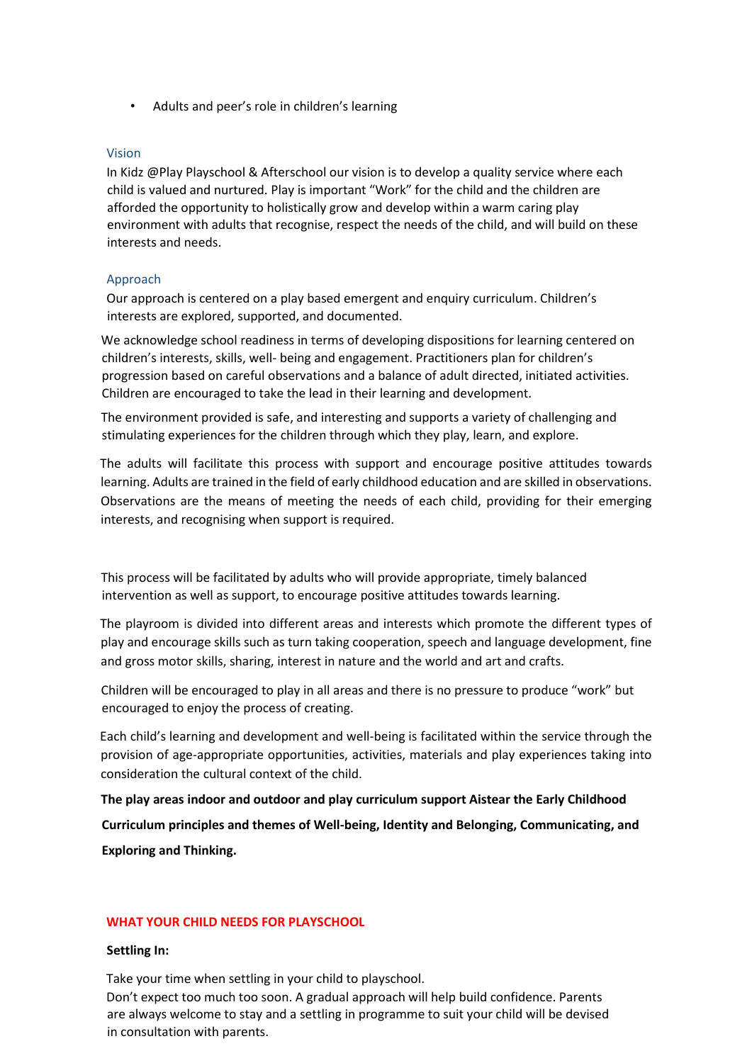- Adults and peer's role in children's learning

### Vision

In Kidz @Play Playschool & Afterschool our vision is to develop a quality service where each child is valued and nurtured. Play is important "Work" for the child and the children are afforded the opportunity to holistically grow and develop within a warm caring play environment with adults that recognise, respect the needs of the child, and will build on these interests and needs.

### Approach

Our approach is centered on a play based emergent and enquiry curriculum. Children's interests are explored, supported, and documented.

We acknowledge school readiness in terms of developing dispositions for learning centered on children's interests, skills, well- being and engagement. Practitioners plan for children's progression based on careful observations and a balance of adult directed, initiated activities. Children are encouraged to take the lead in their learning and development.

The environment provided is safe, and interesting and supports a variety of challenging and stimulating experiences for the children through which they play, learn, and explore.

The adults will facilitate this process with support and encourage positive attitudes towards learning. Adults are trained in the field of early childhood education and are skilled in observations. Observations are the means of meeting the needs of each child, providing for their emerging interests, and recognising when support is required.

This process will be facilitated by adults who will provide appropriate, timely balanced intervention as well as support, to encourage positive attitudes towards learning.

The playroom is divided into different areas and interests which promote the different types of play and encourage skills such as turn taking cooperation, speech and language development, fine and gross motor skills, sharing, interest in nature and the world and art and crafts.

Children will be encouraged to play in all areas and there is no pressure to produce "work" but encouraged to enjoy the process of creating.

Each child's learning and development and well-being is facilitated within the service through the provision of age-appropriate opportunities, activities, materials and play experiences taking into consideration the cultural context of the child.

**The play areas indoor and outdoor and play curriculum support Aistear the Early Childhood Curriculum principles and themes of Well-being, Identity and Belonging, Communicating, and Exploring and Thinking.**

## WHAT YOUR CHILD NEEDS FOR PLAYSCHOOL

**Settling In:**

Take your time when settling in your child to playschool.
Don't expect too much too soon. A gradual approach will help build confidence. Parents are always welcome to stay and a settling in programme to suit your child will be devised in consultation with parents.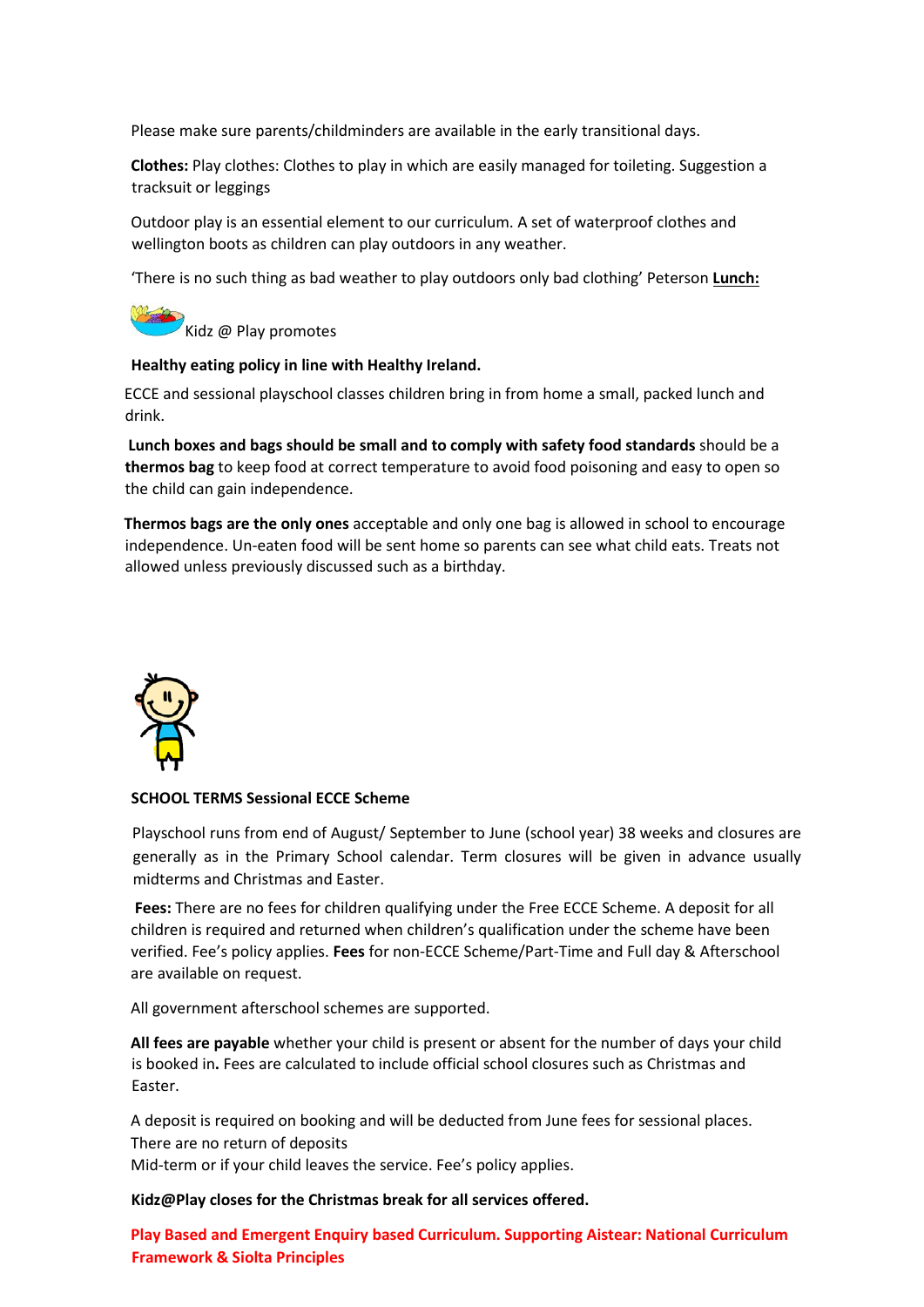Please make sure parents/childminders are available in the early transitional days.

**Clothes:** Play clothes: Clothes to play in which are easily managed for toileting. Suggestion a tracksuit or leggings

Outdoor play is an essential element to our curriculum. A set of waterproof clothes and wellington boots as children can play outdoors in any weather.

'There is no such thing as bad weather to play outdoors only bad clothing' Peterson **Lunch:**

Kidz @ Play promotes

**Healthy eating policy in line with Healthy Ireland.**

ECCE and sessional playschool classes children bring in from home a small, packed lunch and drink.

**Lunch boxes and bags should be small and to comply with safety food standards** should be a **thermos bag** to keep food at correct temperature to avoid food poisoning and easy to open so the child can gain independence.

**Thermos bags are the only ones** acceptable and only one bag is allowed in school to encourage independence. Un-eaten food will be sent home so parents can see what child eats. Treats not allowed unless previously discussed such as a birthday.

**SCHOOL TERMS Sessional ECCE Scheme**

Playschool runs from end of August/ September to June (school year) 38 weeks and closures are generally as in the Primary School calendar. Term closures will be given in advance usually midterms and Christmas and Easter.

**Fees:** There are no fees for children qualifying under the Free ECCE Scheme. A deposit for all children is required and returned when children's qualification under the scheme have been verified. Fee's policy applies. **Fees** for non-ECCE Scheme/Part-Time and Full day & Afterschool are available on request.

All government afterschool schemes are supported.

**All fees are payable** whether your child is present or absent for the number of days your child is booked in**.** Fees are calculated to include official school closures such as Christmas and Easter.

A deposit is required on booking and will be deducted from June fees for sessional places.
There are no return of deposits
Mid-term or if your child leaves the service. Fee's policy applies.

**Kidz@Play closes for the Christmas break for all services offered.**

**Play Based and Emergent Enquiry based Curriculum. Supporting Aistear: National Curriculum Framework & Siolta Principles**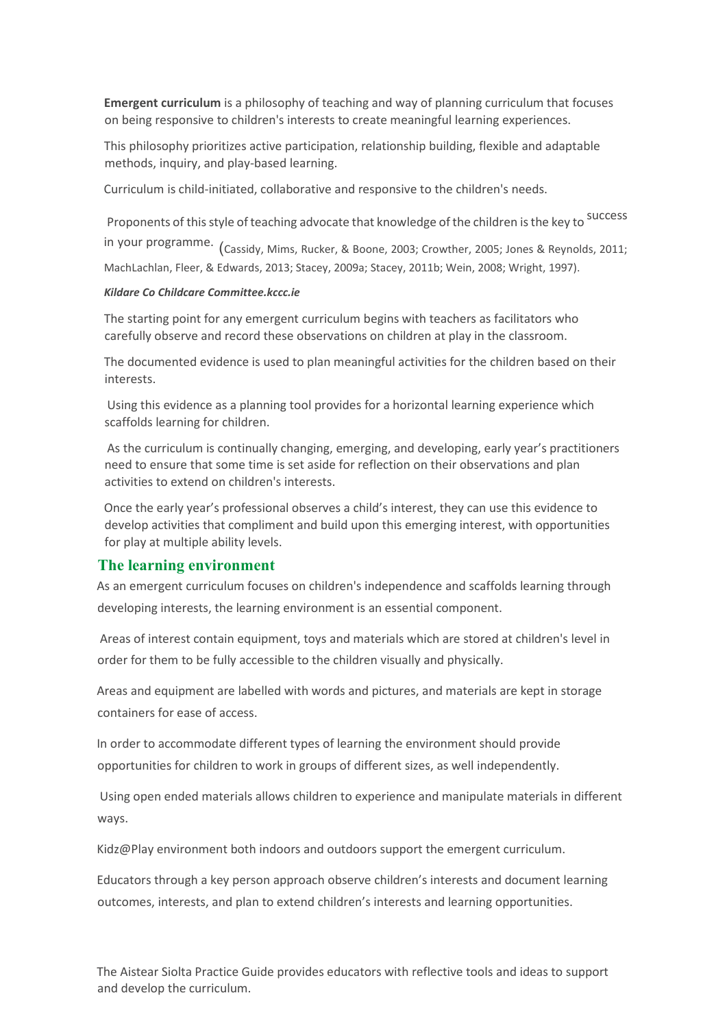**Emergent curriculum** is a philosophy of teaching and way of planning curriculum that focuses on being responsive to children's interests to create meaningful learning experiences.

This philosophy prioritizes active participation, relationship building, flexible and adaptable methods, inquiry, and play-based learning.

Curriculum is child-initiated, collaborative and responsive to the children's needs.

Proponents of this style of teaching advocate that knowledge of the children is the key to success in your programme. (Cassidy, Mims, Rucker, & Boone, 2003; Crowther, 2005; Jones & Reynolds, 2011; MachLachlan, Fleer, & Edwards, 2013; Stacey, 2009a; Stacey, 2011b; Wein, 2008; Wright, 1997).

***Kildare Co Childcare Committee.kccc.ie***

The starting point for any emergent curriculum begins with teachers as facilitators who carefully observe and record these observations on children at play in the classroom.

The documented evidence is used to plan meaningful activities for the children based on their interests.

Using this evidence as a planning tool provides for a horizontal learning experience which scaffolds learning for children.

As the curriculum is continually changing, emerging, and developing, early year's practitioners need to ensure that some time is set aside for reflection on their observations and plan activities to extend on children's interests.

Once the early year's professional observes a child's interest, they can use this evidence to develop activities that compliment and build upon this emerging interest, with opportunities for play at multiple ability levels.

## The learning environment

As an emergent curriculum focuses on children's independence and scaffolds learning through developing interests, the learning environment is an essential component.

Areas of interest contain equipment, toys and materials which are stored at children's level in order for them to be fully accessible to the children visually and physically.

Areas and equipment are labelled with words and pictures, and materials are kept in storage containers for ease of access.

In order to accommodate different types of learning the environment should provide opportunities for children to work in groups of different sizes, as well independently.

Using open ended materials allows children to experience and manipulate materials in different ways.

Kidz@Play environment both indoors and outdoors support the emergent curriculum.

Educators through a key person approach observe children's interests and document learning outcomes, interests, and plan to extend children's interests and learning opportunities.

The Aistear Siolta Practice Guide provides educators with reflective tools and ideas to support and develop the curriculum.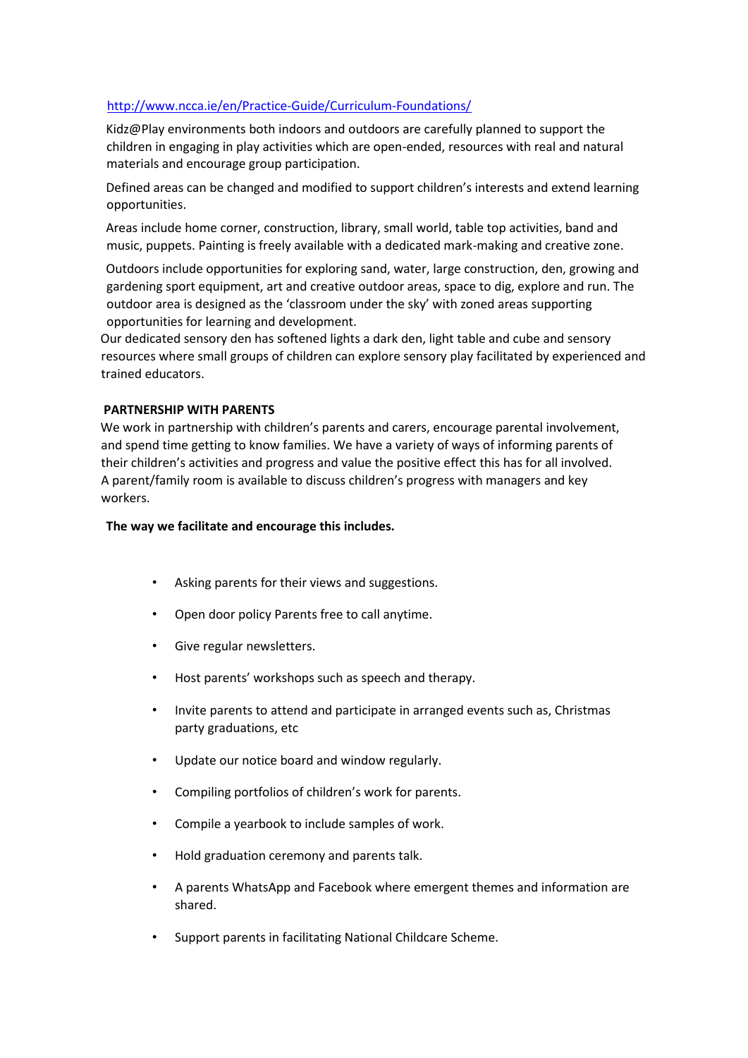http://www.ncca.ie/en/Practice-Guide/Curriculum-Foundations/

Kidz@Play environments both indoors and outdoors are carefully planned to support the children in engaging in play activities which are open-ended, resources with real and natural materials and encourage group participation.

Defined areas can be changed and modified to support children's interests and extend learning opportunities.

Areas include home corner, construction, library, small world, table top activities, band and music, puppets. Painting is freely available with a dedicated mark-making and creative zone.

Outdoors include opportunities for exploring sand, water, large construction, den, growing and gardening sport equipment, art and creative outdoor areas, space to dig, explore and run. The outdoor area is designed as the 'classroom under the sky' with zoned areas supporting opportunities for learning and development.

Our dedicated sensory den has softened lights a dark den, light table and cube and sensory resources where small groups of children can explore sensory play facilitated by experienced and trained educators.

**PARTNERSHIP WITH PARENTS**

We work in partnership with children's parents and carers, encourage parental involvement, and spend time getting to know families. We have a variety of ways of informing parents of their children's activities and progress and value the positive effect this has for all involved. A parent/family room is available to discuss children's progress with managers and key workers.

**The way we facilitate and encourage this includes.**

- Asking parents for their views and suggestions.
- Open door policy Parents free to call anytime.
- Give regular newsletters.
- Host parents' workshops such as speech and therapy.
- Invite parents to attend and participate in arranged events such as, Christmas party graduations, etc
- Update our notice board and window regularly.
- Compiling portfolios of children's work for parents.
- Compile a yearbook to include samples of work.
- Hold graduation ceremony and parents talk.
- A parents WhatsApp and Facebook where emergent themes and information are shared.
- Support parents in facilitating National Childcare Scheme.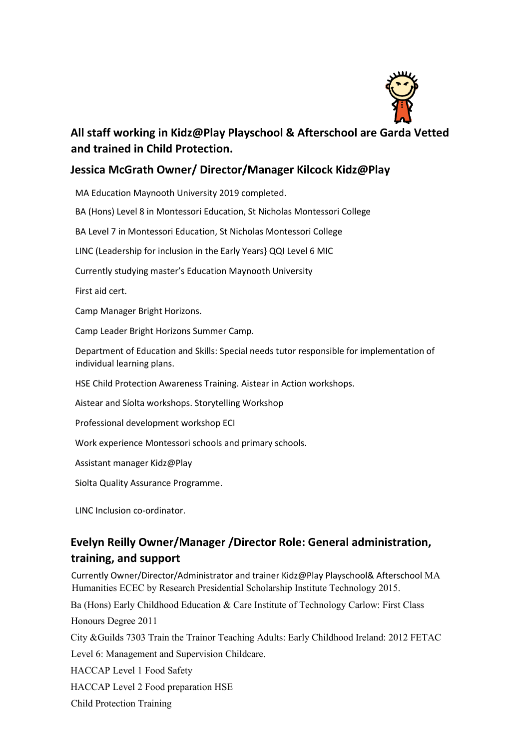## All staff working in Kidz@Play Playschool & Afterschool are Garda Vetted and trained in Child Protection.

## Jessica McGrath Owner/ Director/Manager Kilcock Kidz@Play

MA Education Maynooth University 2019 completed.

BA (Hons) Level 8 in Montessori Education, St Nicholas Montessori College

BA Level 7 in Montessori Education, St Nicholas Montessori College

LINC (Leadership for inclusion in the Early Years} QQI Level 6 MIC

Currently studying master's Education Maynooth University

First aid cert.

Camp Manager Bright Horizons.

Camp Leader Bright Horizons Summer Camp.

Department of Education and Skills: Special needs tutor responsible for implementation of individual learning plans.

HSE Child Protection Awareness Training. Aistear in Action workshops.

Aistear and Síolta workshops. Storytelling Workshop

Professional development workshop ECI

Work experience Montessori schools and primary schools.

Assistant manager Kidz@Play

Siolta Quality Assurance Programme.

LINC Inclusion co-ordinator.

## Evelyn Reilly Owner/Manager /Director Role: General administration, training, and support

Currently Owner/Director/Administrator and trainer Kidz@Play Playschool& Afterschool MA Humanities ECEC by Research Presidential Scholarship Institute Technology 2015.

Ba (Hons) Early Childhood Education & Care Institute of Technology Carlow: First Class Honours Degree 2011

City &Guilds 7303 Train the Trainor Teaching Adults: Early Childhood Ireland: 2012 FETAC Level 6: Management and Supervision Childcare.

HACCAP Level 1 Food Safety

HACCAP Level 2 Food preparation HSE

Child Protection Training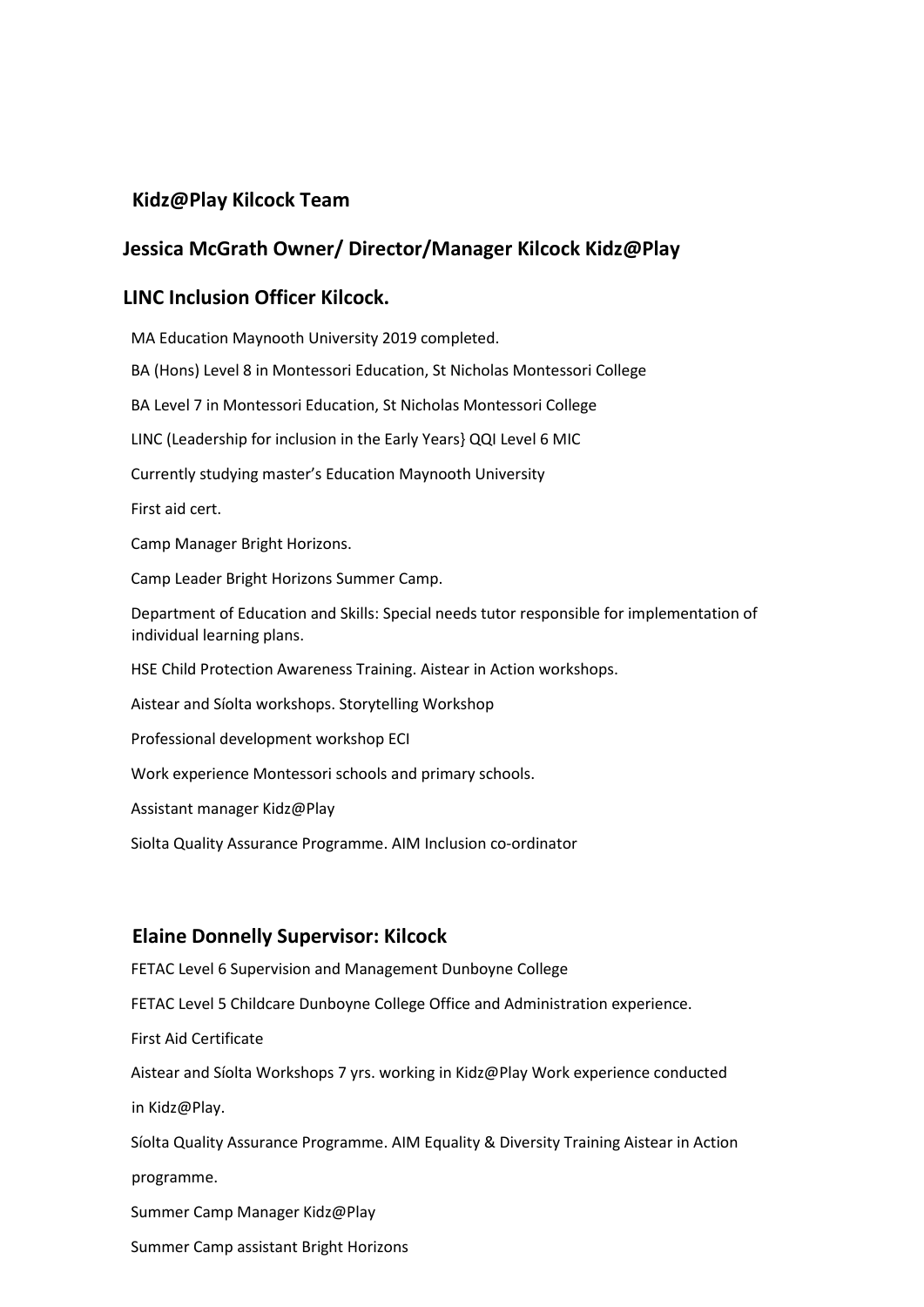## Kidz@Play Kilcock Team

## Jessica McGrath Owner/ Director/Manager Kilcock Kidz@Play

## LINC Inclusion Officer Kilcock.

MA Education Maynooth University 2019 completed.

BA (Hons) Level 8 in Montessori Education, St Nicholas Montessori College

BA Level 7 in Montessori Education, St Nicholas Montessori College

LINC (Leadership for inclusion in the Early Years} QQI Level 6 MIC

Currently studying master's Education Maynooth University

First aid cert.

Camp Manager Bright Horizons.

Camp Leader Bright Horizons Summer Camp.

Department of Education and Skills: Special needs tutor responsible for implementation of individual learning plans.

HSE Child Protection Awareness Training. Aistear in Action workshops.

Aistear and Síolta workshops. Storytelling Workshop

Professional development workshop ECI

Work experience Montessori schools and primary schools.

Assistant manager Kidz@Play

Siolta Quality Assurance Programme. AIM Inclusion co-ordinator

## Elaine Donnelly Supervisor: Kilcock

FETAC Level 6 Supervision and Management Dunboyne College

FETAC Level 5 Childcare Dunboyne College Office and Administration experience.

First Aid Certificate

Aistear and Síolta Workshops 7 yrs. working in Kidz@Play Work experience conducted in Kidz@Play.

Síolta Quality Assurance Programme. AIM Equality & Diversity Training Aistear in Action programme.

Summer Camp Manager Kidz@Play

Summer Camp assistant Bright Horizons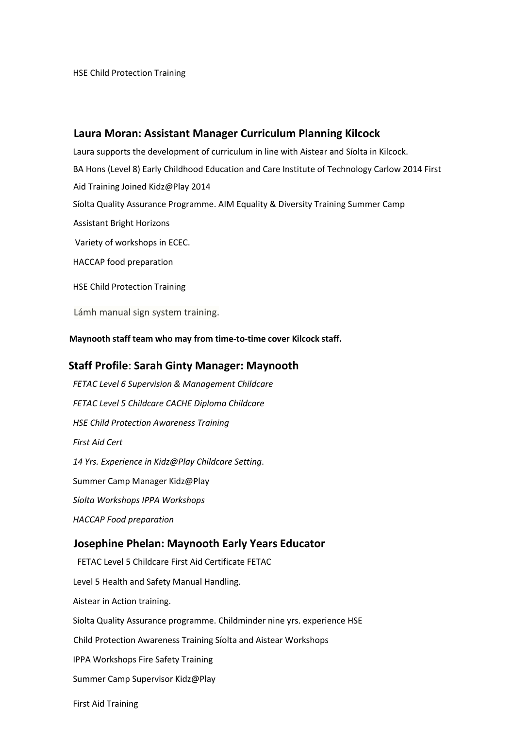HSE Child Protection Training

## Laura Moran: Assistant Manager Curriculum Planning Kilcock

Laura supports the development of curriculum in line with Aistear and Síolta in Kilcock.

BA Hons (Level 8) Early Childhood Education and Care Institute of Technology Carlow 2014 First Aid Training Joined Kidz@Play 2014

Síolta Quality Assurance Programme. AIM Equality & Diversity Training Summer Camp Assistant Bright Horizons

Variety of workshops in ECEC.

HACCAP food preparation

HSE Child Protection Training

Lámh manual sign system training.

**Maynooth staff team who may from time-to-time cover Kilcock staff.**

## Staff Profile: Sarah Ginty Manager: Maynooth

*FETAC Level 6 Supervision & Management Childcare*

*FETAC Level 5 Childcare CACHE Diploma Childcare*

*HSE Child Protection Awareness Training*

*First Aid Cert*

*14 Yrs. Experience in Kidz@Play Childcare Setting*.

Summer Camp Manager Kidz@Play

*Síolta Workshops IPPA Workshops*

*HACCAP Food preparation*

## Josephine Phelan: Maynooth Early Years Educator

FETAC Level 5 Childcare First Aid Certificate FETAC Level 5 Health and Safety Manual Handling.

Aistear in Action training.

Síolta Quality Assurance programme. Childminder nine yrs. experience HSE Child Protection Awareness Training Síolta and Aistear Workshops

IPPA Workshops Fire Safety Training

Summer Camp Supervisor Kidz@Play

First Aid Training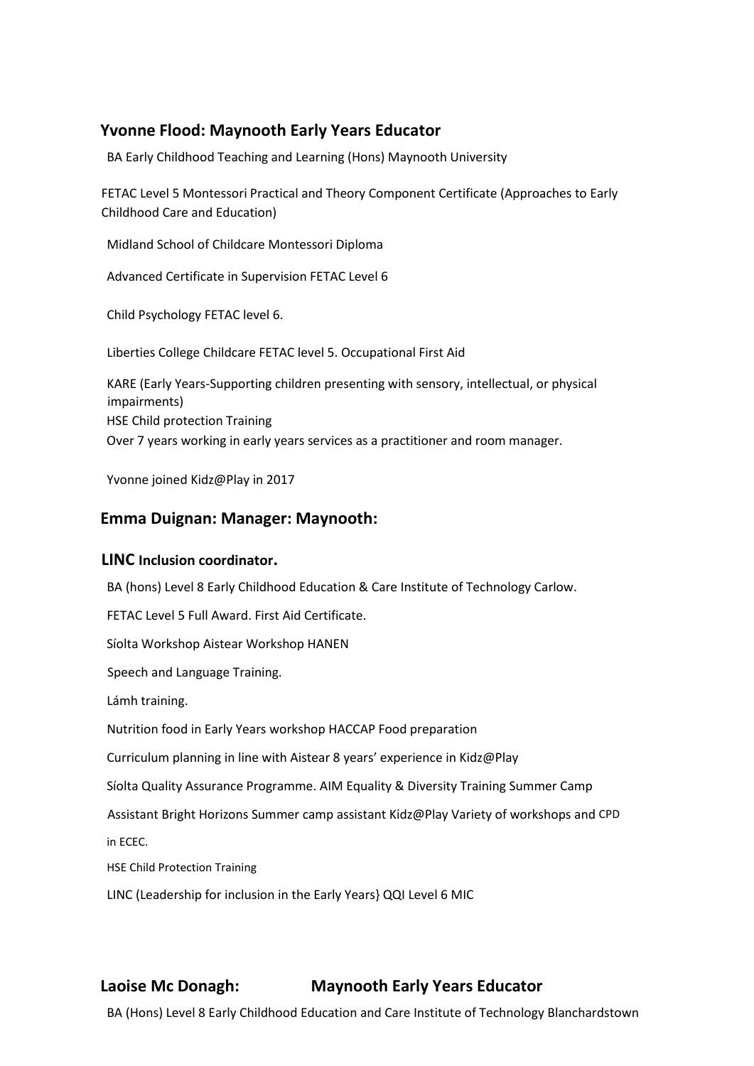## Yvonne Flood: Maynooth Early Years Educator

BA Early Childhood Teaching and Learning (Hons) Maynooth University

FETAC Level 5 Montessori Practical and Theory Component Certificate (Approaches to Early Childhood Care and Education)

Midland School of Childcare Montessori Diploma

Advanced Certificate in Supervision FETAC Level 6

Child Psychology FETAC level 6.

Liberties College Childcare FETAC level 5. Occupational First Aid

KARE (Early Years-Supporting children presenting with sensory, intellectual, or physical impairments)
HSE Child protection Training
Over 7 years working in early years services as a practitioner and room manager.

Yvonne joined Kidz@Play in 2017

## Emma Duignan: Manager: Maynooth:

### LINC Inclusion coordinator.

BA (hons) Level 8 Early Childhood Education & Care Institute of Technology Carlow.

FETAC Level 5 Full Award. First Aid Certificate.

Síolta Workshop Aistear Workshop HANEN

Speech and Language Training.

Lámh training.

Nutrition food in Early Years workshop HACCAP Food preparation

Curriculum planning in line with Aistear 8 years' experience in Kidz@Play

Síolta Quality Assurance Programme. AIM Equality & Diversity Training Summer Camp

Assistant Bright Horizons Summer camp assistant Kidz@Play Variety of workshops and CPD in ECEC.

HSE Child Protection Training

LINC (Leadership for inclusion in the Early Years} QQI Level 6 MIC

## Laoise Mc Donagh: Maynooth Early Years Educator

BA (Hons) Level 8 Early Childhood Education and Care Institute of Technology Blanchardstown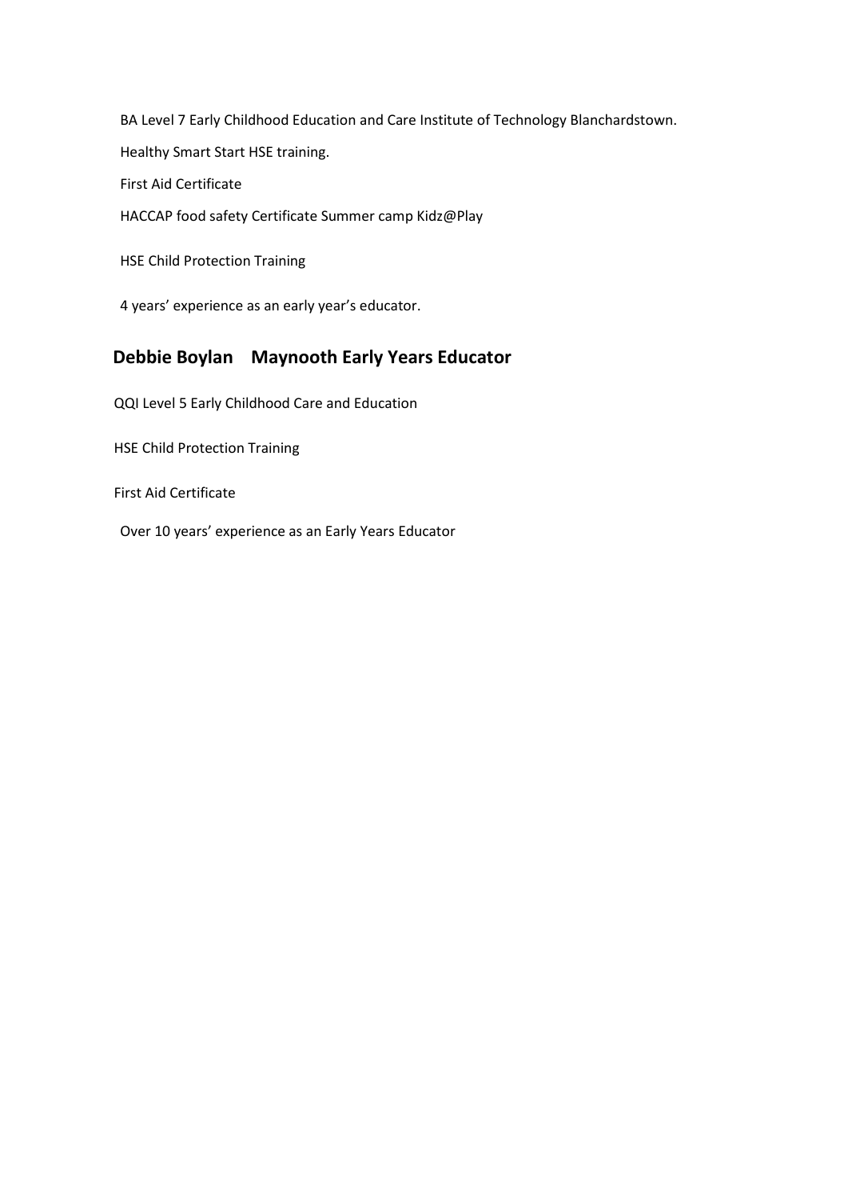BA Level 7 Early Childhood Education and Care Institute of Technology Blanchardstown.

Healthy Smart Start HSE training.

First Aid Certificate

HACCAP food safety Certificate Summer camp Kidz@Play

HSE Child Protection Training

4 years' experience as an early year's educator.

## Debbie Boylan Maynooth Early Years Educator

QQI Level 5 Early Childhood Care and Education

HSE Child Protection Training

First Aid Certificate

Over 10 years' experience as an Early Years Educator